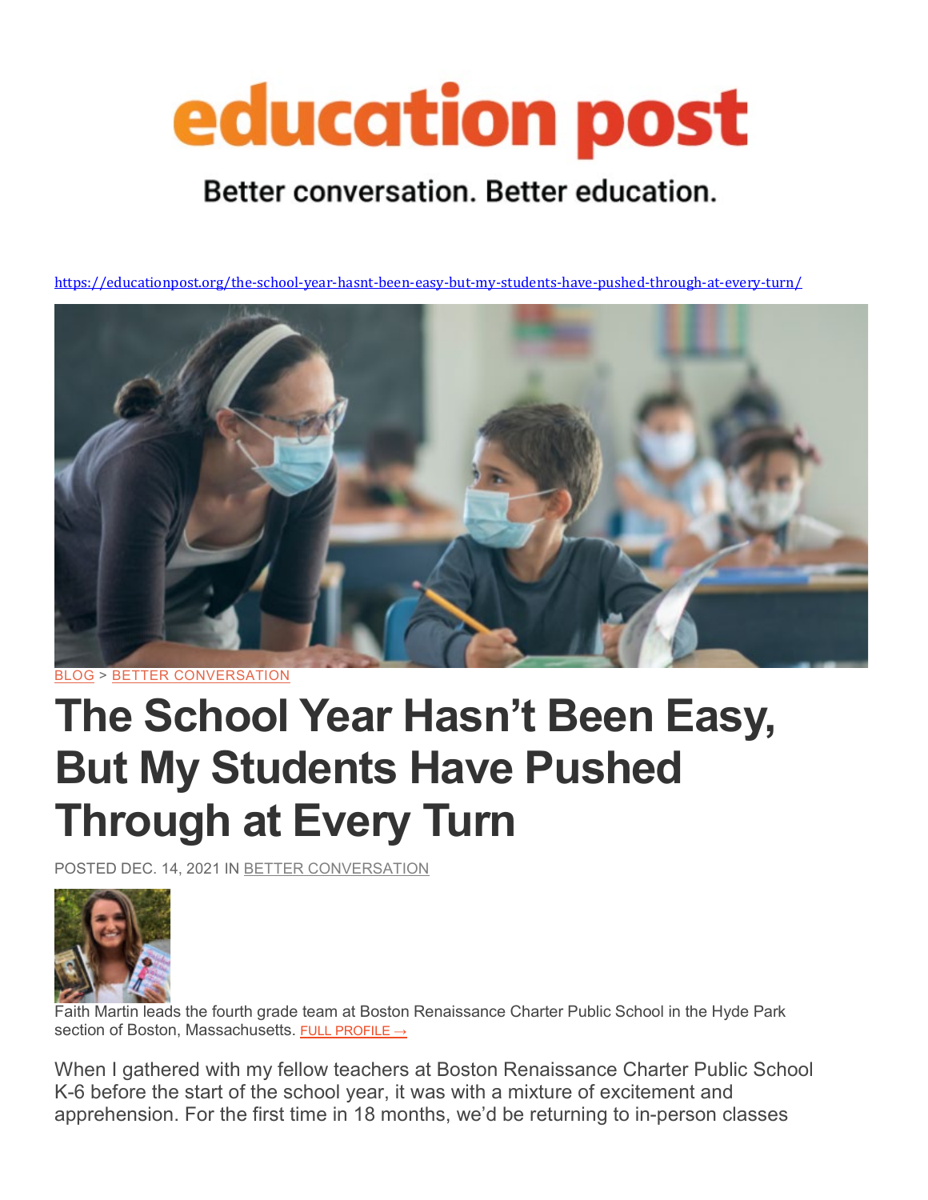education post

Better conversation. Better education.

https://educationpost.org/the-school-year-hasnt-been-easy-but-my-students-have-pushed-through-at-every-turn/

BLOG > BETTER CONVERSATION

# The School Year Hasn't Been Easy, But My Students Have Pushed Through at Every Turn

POSTED DEC. 14, 2021 IN BETTER CONVERSATION

Faith Martin leads the fourth grade team at Boston Renaissance Charter Public School in the Hyde Park section of Boston, Massachusetts. FULL PROFILE →

When I gathered with my fellow teachers at Boston Renaissance Charter Public School K-6 before the start of the school year, it was with a mixture of excitement and apprehension. For the first time in 18 months, we'd be returning to in-person classes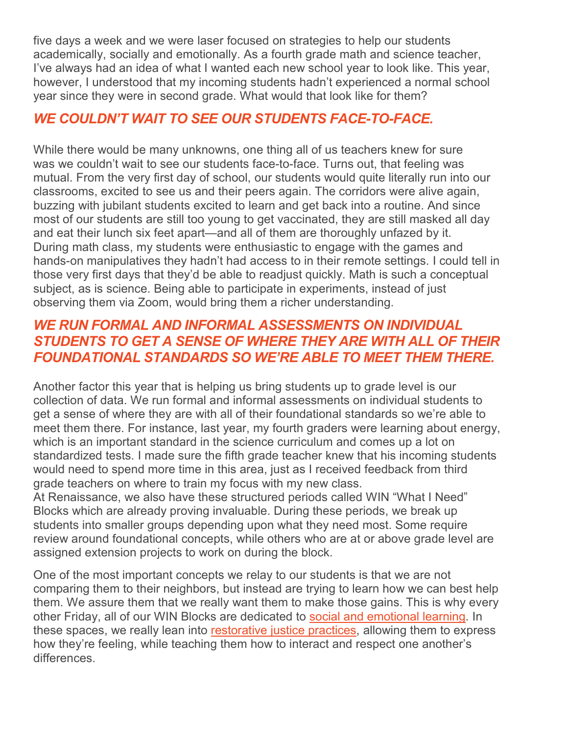five days a week and we were laser focused on strategies to help our students academically, socially and emotionally. As a fourth grade math and science teacher, I've always had an idea of what I wanted each new school year to look like. This year, however, I understood that my incoming students hadn't experienced a normal school year since they were in second grade. What would that look like for them?

### *WE COULDN'T WAIT TO SEE OUR STUDENTS FACE-TO-FACE.*

While there would be many unknowns, one thing all of us teachers knew for sure was we couldn't wait to see our students face-to-face. Turns out, that feeling was mutual. From the very first day of school, our students would quite literally run into our classrooms, excited to see us and their peers again. The corridors were alive again, buzzing with jubilant students excited to learn and get back into a routine. And since most of our students are still too young to get vaccinated, they are still masked all day and eat their lunch six feet apart—and all of them are thoroughly unfazed by it. During math class, my students were enthusiastic to engage with the games and hands-on manipulatives they hadn't had access to in their remote settings. I could tell in those very first days that they'd be able to readjust quickly. Math is such a conceptual subject, as is science. Being able to participate in experiments, instead of just observing them via Zoom, would bring them a richer understanding.

### *WE RUN FORMAL AND INFORMAL ASSESSMENTS ON INDIVIDUAL STUDENTS TO GET A SENSE OF WHERE THEY ARE WITH ALL OF THEIR FOUNDATIONAL STANDARDS SO WE'RE ABLE TO MEET THEM THERE.*

Another factor this year that is helping us bring students up to grade level is our collection of data. We run formal and informal assessments on individual students to get a sense of where they are with all of their foundational standards so we're able to meet them there. For instance, last year, my fourth graders were learning about energy, which is an important standard in the science curriculum and comes up a lot on standardized tests. I made sure the fifth grade teacher knew that his incoming students would need to spend more time in this area, just as I received feedback from third grade teachers on where to train my focus with my new class.
At Renaissance, we also have these structured periods called WIN "What I Need" Blocks which are already proving invaluable. During these periods, we break up students into smaller groups depending upon what they need most. Some require review around foundational concepts, while others who are at or above grade level are assigned extension projects to work on during the block.

One of the most important concepts we relay to our students is that we are not comparing them to their neighbors, but instead are trying to learn how we can best help them. We assure them that we really want them to make those gains. This is why every other Friday, all of our WIN Blocks are dedicated to social and emotional learning. In these spaces, we really lean into restorative justice practices, allowing them to express how they're feeling, while teaching them how to interact and respect one another's differences.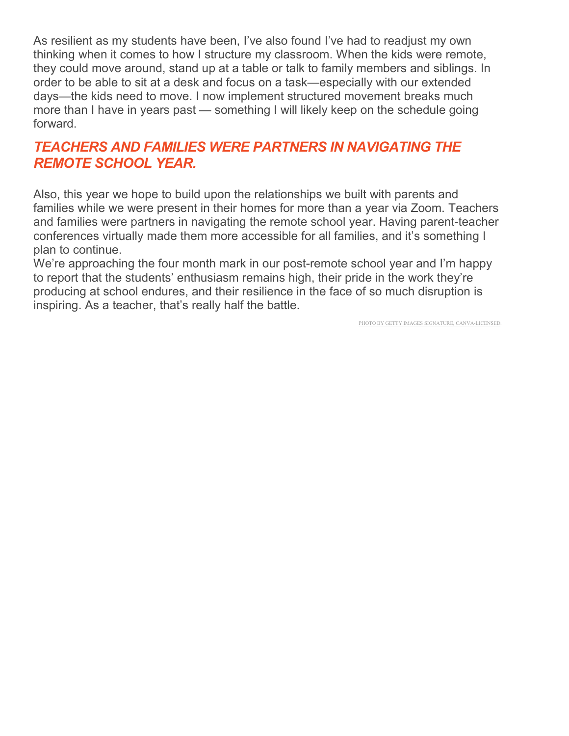As resilient as my students have been, I’ve also found I’ve had to readjust my own thinking when it comes to how I structure my classroom. When the kids were remote, they could move around, stand up at a table or talk to family members and siblings. In order to be able to sit at a desk and focus on a task—especially with our extended days—the kids need to move. I now implement structured movement breaks much more than I have in years past — something I will likely keep on the schedule going forward.

## *TEACHERS AND FAMILIES WERE PARTNERS IN NAVIGATING THE REMOTE SCHOOL YEAR.*

Also, this year we hope to build upon the relationships we built with parents and families while we were present in their homes for more than a year via Zoom. Teachers and families were partners in navigating the remote school year. Having parent-teacher conferences virtually made them more accessible for all families, and it’s something I plan to continue.

We’re approaching the four month mark in our post-remote school year and I’m happy to report that the students’ enthusiasm remains high, their pride in the work they’re producing at school endures, and their resilience in the face of so much disruption is inspiring. As a teacher, that’s really half the battle.

PHOTO BY GETTY IMAGES SIGNATURE, CANVA-LICENSED.